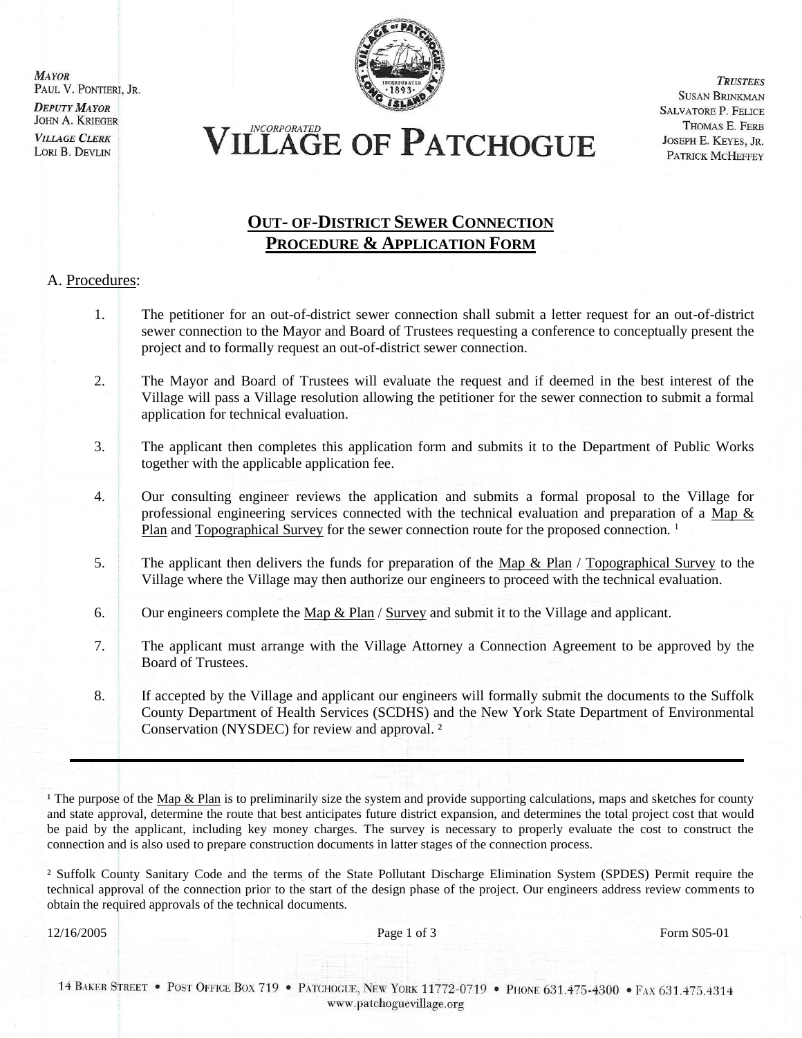*MAYOR*
PAUL V. PONTIERI, JR.
*DEPUTY MAYOR*
JOHN A. KRIEGER
*VILLAGE CLERK*
LORI B. DEVLIN

# *INCORPORATED* VILLAGE OF PATCHOGUE

*TRUSTEES*
SUSAN BRINKMAN
SALVATORE P. FELICE
THOMAS E. FERB
JOSEPH E. KEYES, JR.
PATRICK MCHEFFEY

## OUT- OF-DISTRICT SEWER CONNECTION PROCEDURE & APPLICATION FORM

A. Procedures:

1. The petitioner for an out-of-district sewer connection shall submit a letter request for an out-of-district sewer connection to the Mayor and Board of Trustees requesting a conference to conceptually present the project and to formally request an out-of-district sewer connection.

2. The Mayor and Board of Trustees will evaluate the request and if deemed in the best interest of the Village will pass a Village resolution allowing the petitioner for the sewer connection to submit a formal application for technical evaluation.

3. The applicant then completes this application form and submits it to the Department of Public Works together with the applicable application fee.

4. Our consulting engineer reviews the application and submits a formal proposal to the Village for professional engineering services connected with the technical evaluation and preparation of a Map & Plan and Topographical Survey for the sewer connection route for the proposed connection. [1]

5. The applicant then delivers the funds for preparation of the Map & Plan / Topographical Survey to the Village where the Village may then authorize our engineers to proceed with the technical evaluation.

6. Our engineers complete the Map & Plan / Survey and submit it to the Village and applicant.

7. The applicant must arrange with the Village Attorney a Connection Agreement to be approved by the Board of Trustees.

8. If accepted by the Village and applicant our engineers will formally submit the documents to the Suffolk County Department of Health Services (SCDHS) and the New York State Department of Environmental Conservation (NYSDEC) for review and approval. [2]

---

[1] The purpose of the Map & Plan is to preliminarily size the system and provide supporting calculations, maps and sketches for county and state approval, determine the route that best anticipates future district expansion, and determines the total project cost that would be paid by the applicant, including key money charges. The survey is necessary to properly evaluate the cost to construct the connection and is also used to prepare construction documents in latter stages of the connection process.

[2] Suffolk County Sanitary Code and the terms of the State Pollutant Discharge Elimination System (SPDES) Permit require the technical approval of the connection prior to the start of the design phase of the project. Our engineers address review comments to obtain the required approvals of the technical documents.

12/16/2005 Form S05-01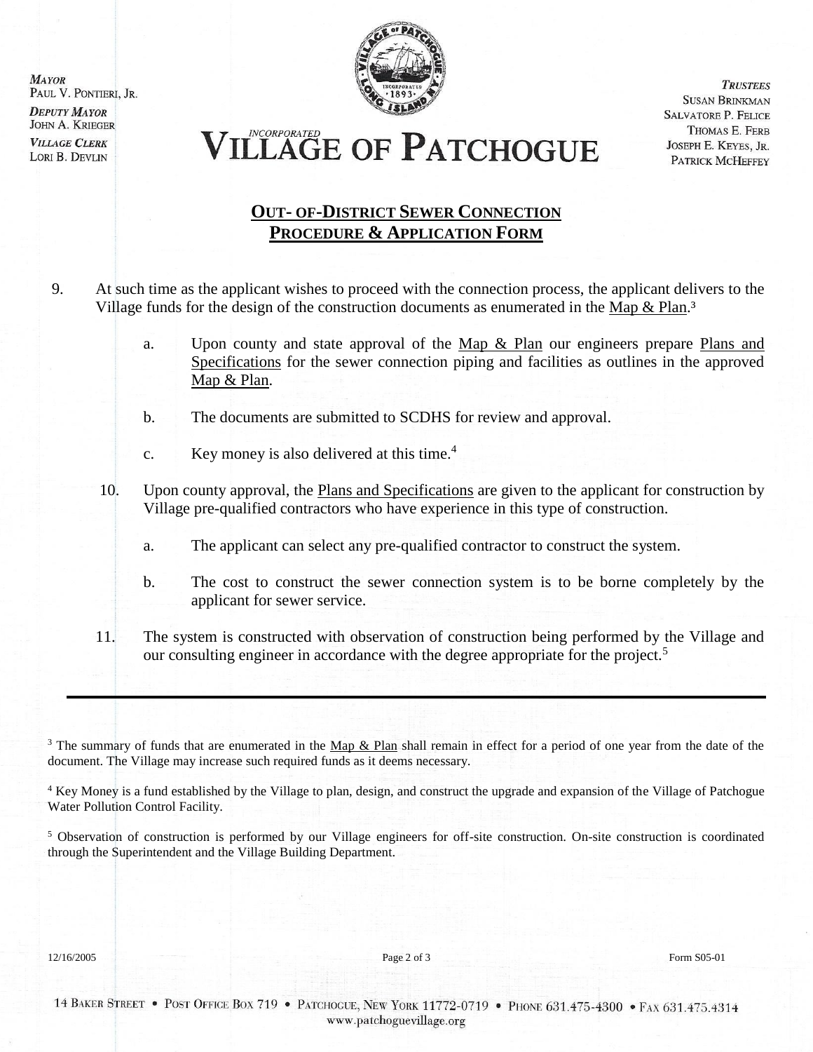**MAYOR**
PAUL V. PONTIERI, JR.
**DEPUTY MAYOR**
JOHN A. KRIEGER
**VILLAGE CLERK**
LORI B. DEVLIN

# INCORPORATED VILLAGE OF PATCHOGUE

**TRUSTEES**
SUSAN BRINKMAN
SALVATORE P. FELICE
THOMAS E. FERB
JOSEPH E. KEYES, JR.
PATRICK MCHEFFEY

## OUT- OF-DISTRICT SEWER CONNECTION PROCEDURE & APPLICATION FORM

9. At such time as the applicant wishes to proceed with the connection process, the applicant delivers to the Village funds for the design of the construction documents as enumerated in the Map & Plan.[3]

   a. Upon county and state approval of the Map & Plan our engineers prepare Plans and Specifications for the sewer connection piping and facilities as outlines in the approved Map & Plan.

   b. The documents are submitted to SCDHS for review and approval.

   c. Key money is also delivered at this time.[4]

10. Upon county approval, the Plans and Specifications are given to the applicant for construction by Village pre-qualified contractors who have experience in this type of construction.

    a. The applicant can select any pre-qualified contractor to construct the system.

    b. The cost to construct the sewer connection system is to be borne completely by the applicant for sewer service.

11. The system is constructed with observation of construction being performed by the Village and our consulting engineer in accordance with the degree appropriate for the project.[5]

---

[3] The summary of funds that are enumerated in the Map & Plan shall remain in effect for a period of one year from the date of the document. The Village may increase such required funds as it deems necessary.

[4] Key Money is a fund established by the Village to plan, design, and construct the upgrade and expansion of the Village of Patchogue Water Pollution Control Facility.

[5] Observation of construction is performed by our Village engineers for off-site construction. On-site construction is coordinated through the Superintendent and the Village Building Department.

12/16/2005 Form S05-01

14 BAKER STREET • POST OFFICE BOX 719 • PATCHOGUE, NEW YORK 11772-0719 • PHONE 631.475-4300 • FAX 631.475.4314
www.patchoguevillage.org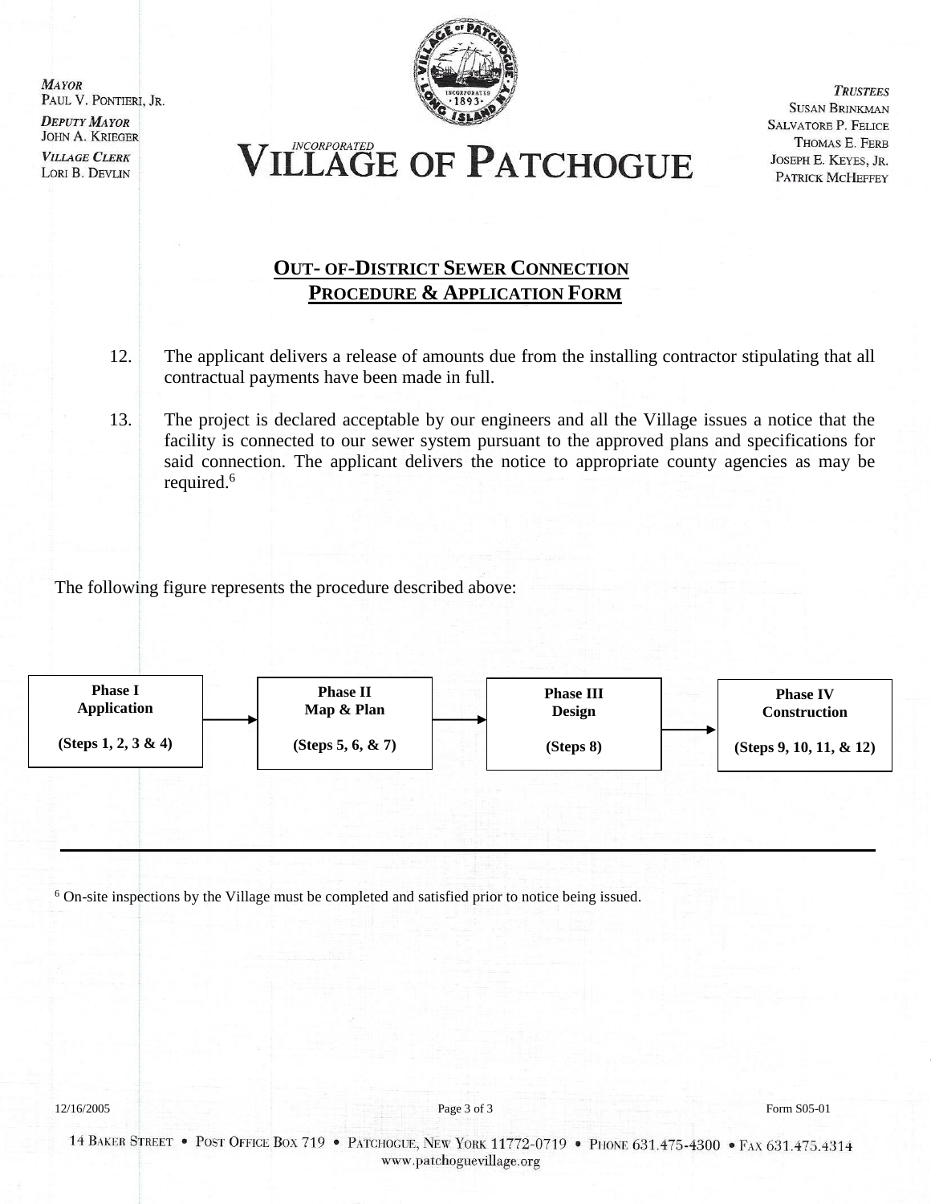**MAYOR**
PAUL V. PONTIERI, JR.
**DEPUTY MAYOR**
JOHN A. KRIEGER
**VILLAGE CLERK**
LORI B. DEVLIN

INCORPORATED
# VILLAGE OF PATCHOGUE

**TRUSTEES**
SUSAN BRINKMAN
SALVATORE P. FELICE
THOMAS E. FERB
JOSEPH E. KEYES, JR.
PATRICK MCHEFFEY

## OUT- OF-DISTRICT SEWER CONNECTION PROCEDURE & APPLICATION FORM

12. The applicant delivers a release of amounts due from the installing contractor stipulating that all contractual payments have been made in full.

13. The project is declared acceptable by our engineers and all the Village issues a notice that the facility is connected to our sewer system pursuant to the approved plans and specifications for said connection. The applicant delivers the notice to appropriate county agencies as may be required.[6]

The following figure represents the procedure described above:

**Phase I**
**Application**
**(Steps 1, 2, 3 & 4)**

**Phase II**
**Map & Plan**
**(Steps 5, 6, & 7)**

**Phase III**
**Design**
**(Steps 8)**

**Phase IV**
**Construction**
**(Steps 9, 10, 11, & 12)**

---

[6] On-site inspections by the Village must be completed and satisfied prior to notice being issued.

12/16/2005 Form S05-01

14 BAKER STREET • POST OFFICE BOX 719 • PATCHOGUE, NEW YORK 11772-0719 • PHONE 631.475-4300 • FAX 631.475.4314
www.patchoguevillage.org